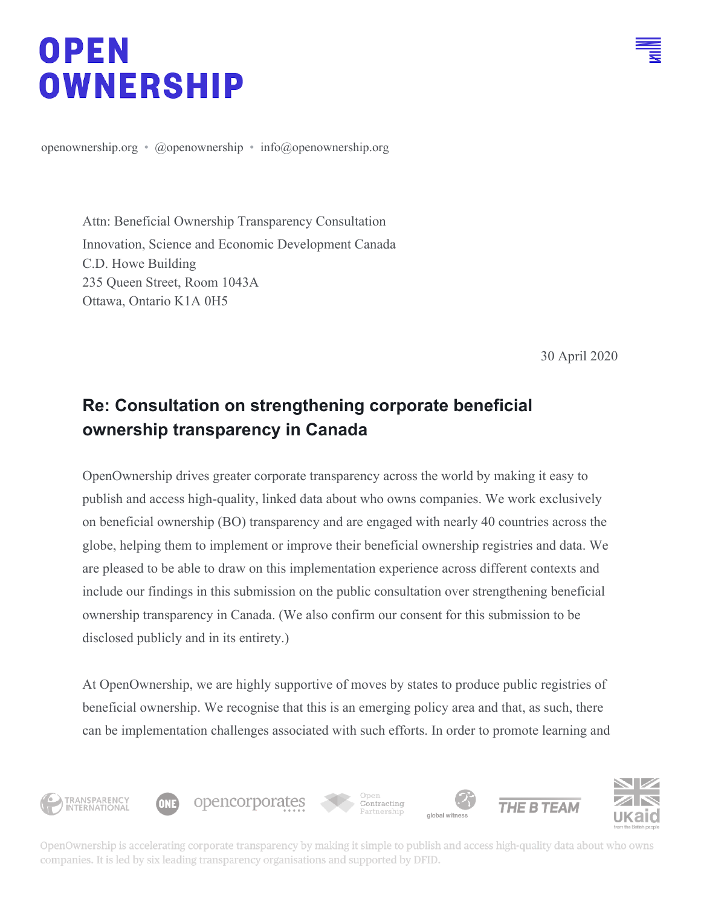# OPEN OWNERSHIP

openownership.org • @openownership • info@openownership.org

Attn: Beneficial Ownership Transparency Consultation
Innovation, Science and Economic Development Canada
C.D. Howe Building
235 Queen Street, Room 1043A
Ottawa, Ontario K1A 0H5

30 April 2020

## Re: Consultation on strengthening corporate beneficial ownership transparency in Canada

OpenOwnership drives greater corporate transparency across the world by making it easy to publish and access high-quality, linked data about who owns companies. We work exclusively on beneficial ownership (BO) transparency and are engaged with nearly 40 countries across the globe, helping them to implement or improve their beneficial ownership registries and data. We are pleased to be able to draw on this implementation experience across different contexts and include our findings in this submission on the public consultation over strengthening beneficial ownership transparency in Canada. (We also confirm our consent for this submission to be disclosed publicly and in its entirety.)

At OpenOwnership, we are highly supportive of moves by states to produce public registries of beneficial ownership. We recognise that this is an emerging policy area and that, as such, there can be implementation challenges associated with such efforts. In order to promote learning and

OpenOwnership is accelerating corporate transparency by making it simple to publish and access high-quality data about who owns companies. It is led by six leading transparency organisations and supported by DFID.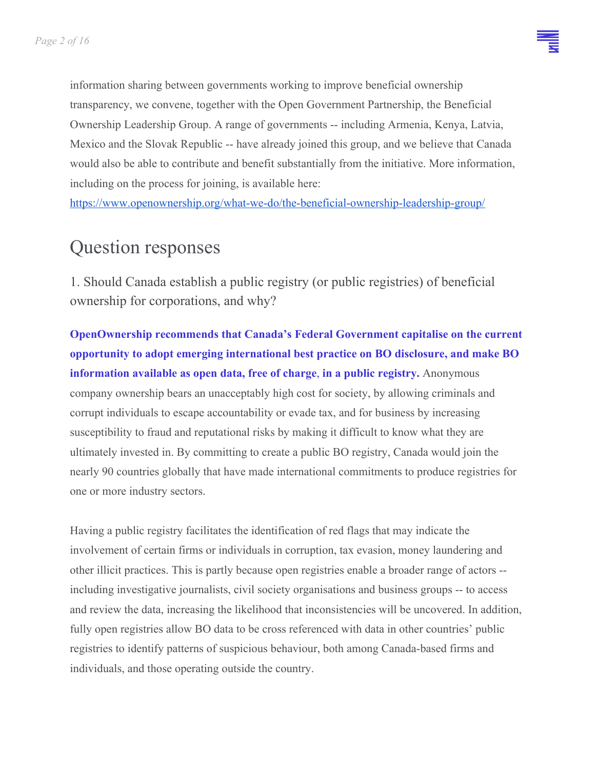information sharing between governments working to improve beneficial ownership transparency, we convene, together with the Open Government Partnership, the Beneficial Ownership Leadership Group. A range of governments -- including Armenia, Kenya, Latvia, Mexico and the Slovak Republic -- have already joined this group, and we believe that Canada would also be able to contribute and benefit substantially from the initiative. More information, including on the process for joining, is available here: https://www.openownership.org/what-we-do/the-beneficial-ownership-leadership-group/

## Question responses

### 1. Should Canada establish a public registry (or public registries) of beneficial ownership for corporations, and why?

**OpenOwnership recommends that Canada's Federal Government capitalise on the current opportunity to adopt emerging international best practice on BO disclosure, and make BO information available as open data, free of charge, in a public registry.** Anonymous company ownership bears an unacceptably high cost for society, by allowing criminals and corrupt individuals to escape accountability or evade tax, and for business by increasing susceptibility to fraud and reputational risks by making it difficult to know what they are ultimately invested in. By committing to create a public BO registry, Canada would join the nearly 90 countries globally that have made international commitments to produce registries for one or more industry sectors.

Having a public registry facilitates the identification of red flags that may indicate the involvement of certain firms or individuals in corruption, tax evasion, money laundering and other illicit practices. This is partly because open registries enable a broader range of actors -- including investigative journalists, civil society organisations and business groups -- to access and review the data, increasing the likelihood that inconsistencies will be uncovered. In addition, fully open registries allow BO data to be cross referenced with data in other countries' public registries to identify patterns of suspicious behaviour, both among Canada-based firms and individuals, and those operating outside the country.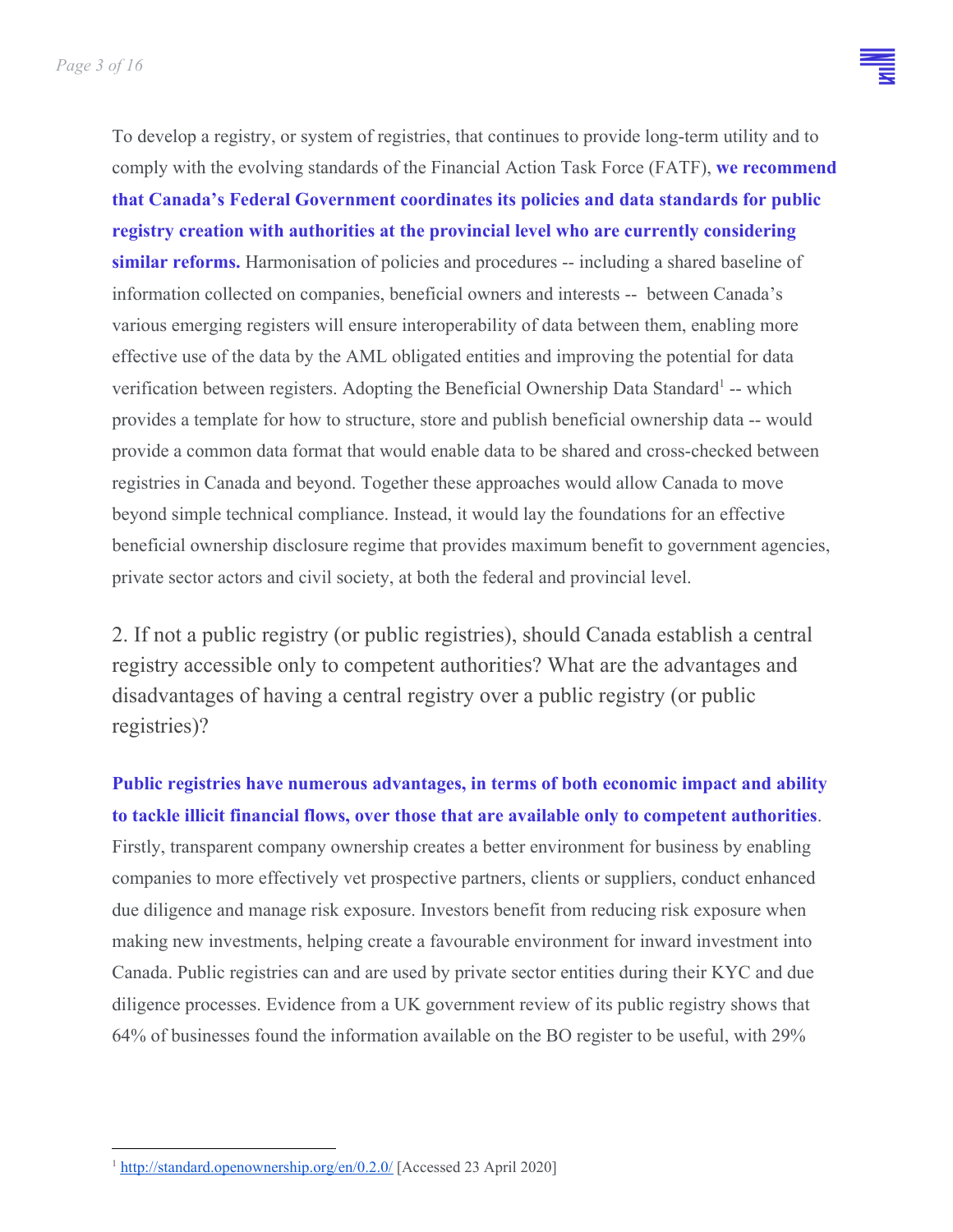To develop a registry, or system of registries, that continues to provide long-term utility and to comply with the evolving standards of the Financial Action Task Force (FATF), **we recommend that Canada's Federal Government coordinates its policies and data standards for public registry creation with authorities at the provincial level who are currently considering similar reforms.** Harmonisation of policies and procedures -- including a shared baseline of information collected on companies, beneficial owners and interests -- between Canada's various emerging registers will ensure interoperability of data between them, enabling more effective use of the data by the AML obligated entities and improving the potential for data verification between registers. Adopting the Beneficial Ownership Data Standard[1] -- which provides a template for how to structure, store and publish beneficial ownership data -- would provide a common data format that would enable data to be shared and cross-checked between registries in Canada and beyond. Together these approaches would allow Canada to move beyond simple technical compliance. Instead, it would lay the foundations for an effective beneficial ownership disclosure regime that provides maximum benefit to government agencies, private sector actors and civil society, at both the federal and provincial level.

## 2. If not a public registry (or public registries), should Canada establish a central registry accessible only to competent authorities? What are the advantages and disadvantages of having a central registry over a public registry (or public registries)?

**Public registries have numerous advantages, in terms of both economic impact and ability to tackle illicit financial flows, over those that are available only to competent authorities**. Firstly, transparent company ownership creates a better environment for business by enabling companies to more effectively vet prospective partners, clients or suppliers, conduct enhanced due diligence and manage risk exposure. Investors benefit from reducing risk exposure when making new investments, helping create a favourable environment for inward investment into Canada. Public registries can and are used by private sector entities during their KYC and due diligence processes. Evidence from a UK government review of its public registry shows that 64% of businesses found the information available on the BO register to be useful, with 29%

---

[1] http://standard.openownership.org/en/0.2.0/ [Accessed 23 April 2020]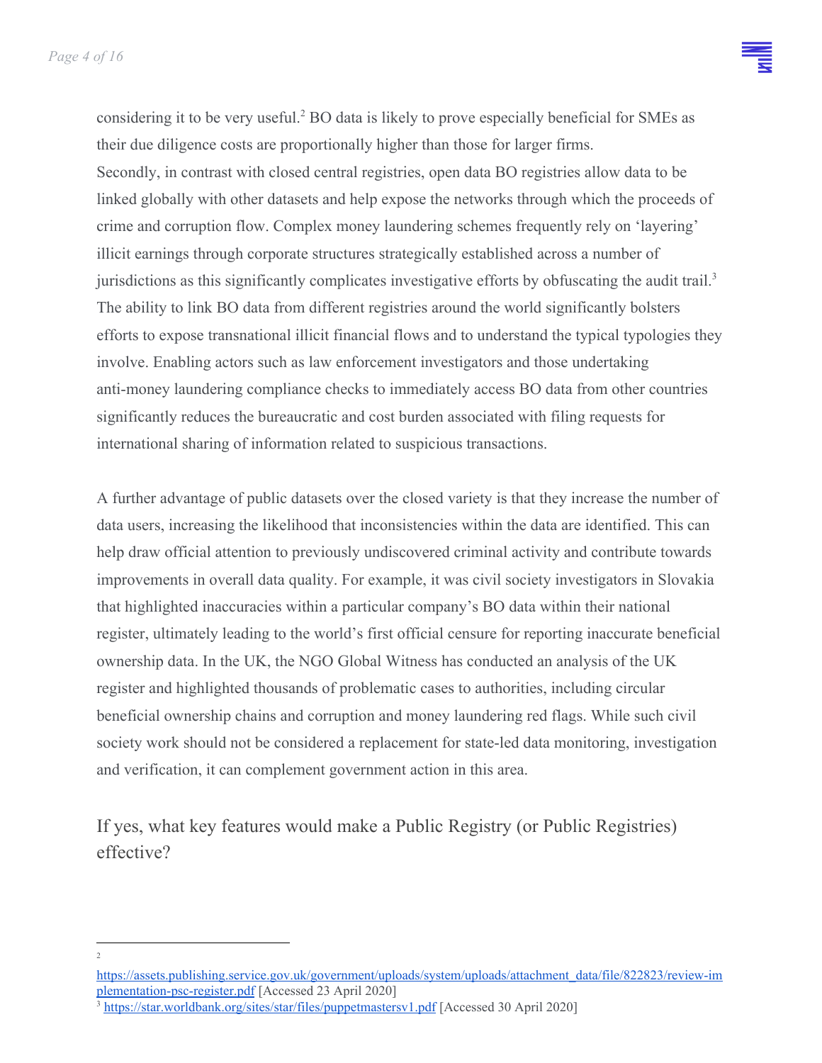considering it to be very useful.[2] BO data is likely to prove especially beneficial for SMEs as their due diligence costs are proportionally higher than those for larger firms.

Secondly, in contrast with closed central registries, open data BO registries allow data to be linked globally with other datasets and help expose the networks through which the proceeds of crime and corruption flow. Complex money laundering schemes frequently rely on 'layering' illicit earnings through corporate structures strategically established across a number of jurisdictions as this significantly complicates investigative efforts by obfuscating the audit trail.[3] The ability to link BO data from different registries around the world significantly bolsters efforts to expose transnational illicit financial flows and to understand the typical typologies they involve. Enabling actors such as law enforcement investigators and those undertaking anti-money laundering compliance checks to immediately access BO data from other countries significantly reduces the bureaucratic and cost burden associated with filing requests for international sharing of information related to suspicious transactions.

A further advantage of public datasets over the closed variety is that they increase the number of data users, increasing the likelihood that inconsistencies within the data are identified. This can help draw official attention to previously undiscovered criminal activity and contribute towards improvements in overall data quality. For example, it was civil society investigators in Slovakia that highlighted inaccuracies within a particular company's BO data within their national register, ultimately leading to the world's first official censure for reporting inaccurate beneficial ownership data. In the UK, the NGO Global Witness has conducted an analysis of the UK register and highlighted thousands of problematic cases to authorities, including circular beneficial ownership chains and corruption and money laundering red flags. While such civil society work should not be considered a replacement for state-led data monitoring, investigation and verification, it can complement government action in this area.

## If yes, what key features would make a Public Registry (or Public Registries) effective?

---

[2] https://assets.publishing.service.gov.uk/government/uploads/system/uploads/attachment_data/file/822823/review-implementation-psc-register.pdf [Accessed 23 April 2020]

[3] https://star.worldbank.org/sites/star/files/puppetmastersv1.pdf [Accessed 30 April 2020]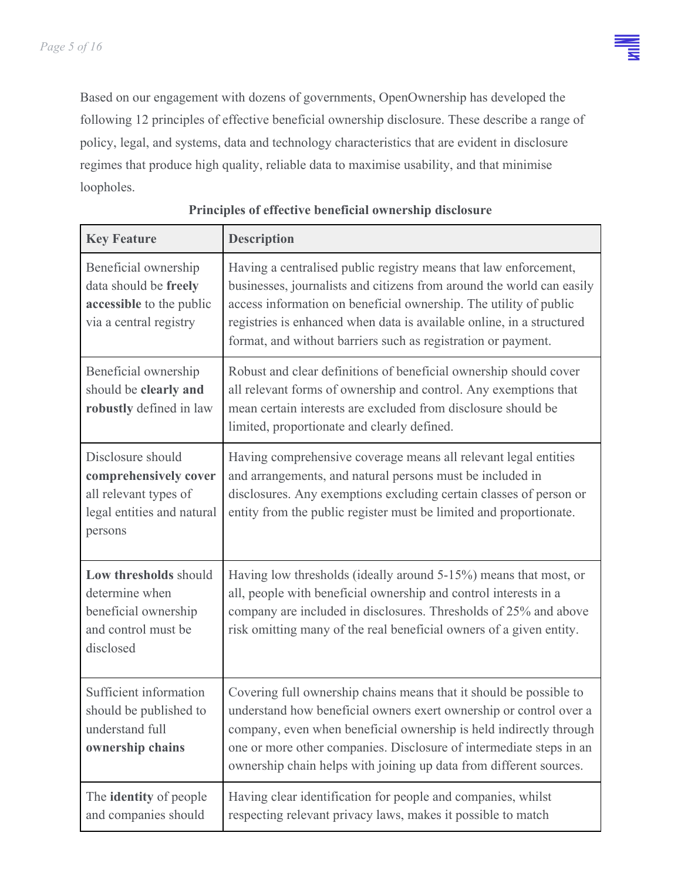Based on our engagement with dozens of governments, OpenOwnership has developed the following 12 principles of effective beneficial ownership disclosure. These describe a range of policy, legal, and systems, data and technology characteristics that are evident in disclosure regimes that produce high quality, reliable data to maximise usability, and that minimise loopholes.

**Principles of effective beneficial ownership disclosure**

| **Key Feature** | **Description** |
|---|---|
| Beneficial ownership data should be **freely accessible** to the public via a central registry | Having a centralised public registry means that law enforcement, businesses, journalists and citizens from around the world can easily access information on beneficial ownership. The utility of public registries is enhanced when data is available online, in a structured format, and without barriers such as registration or payment. |
| Beneficial ownership should be **clearly and robustly** defined in law | Robust and clear definitions of beneficial ownership should cover all relevant forms of ownership and control. Any exemptions that mean certain interests are excluded from disclosure should be limited, proportionate and clearly defined. |
| Disclosure should **comprehensively cover** all relevant types of legal entities and natural persons | Having comprehensive coverage means all relevant legal entities and arrangements, and natural persons must be included in disclosures. Any exemptions excluding certain classes of person or entity from the public register must be limited and proportionate. |
| **Low thresholds** should determine when beneficial ownership and control must be disclosed | Having low thresholds (ideally around 5-15%) means that most, or all, people with beneficial ownership and control interests in a company are included in disclosures. Thresholds of 25% and above risk omitting many of the real beneficial owners of a given entity. |
| Sufficient information should be published to understand full **ownership chains** | Covering full ownership chains means that it should be possible to understand how beneficial owners exert ownership or control over a company, even when beneficial ownership is held indirectly through one or more other companies. Disclosure of intermediate steps in an ownership chain helps with joining up data from different sources. |
| The **identity** of people and companies should | Having clear identification for people and companies, whilst respecting relevant privacy laws, makes it possible to match |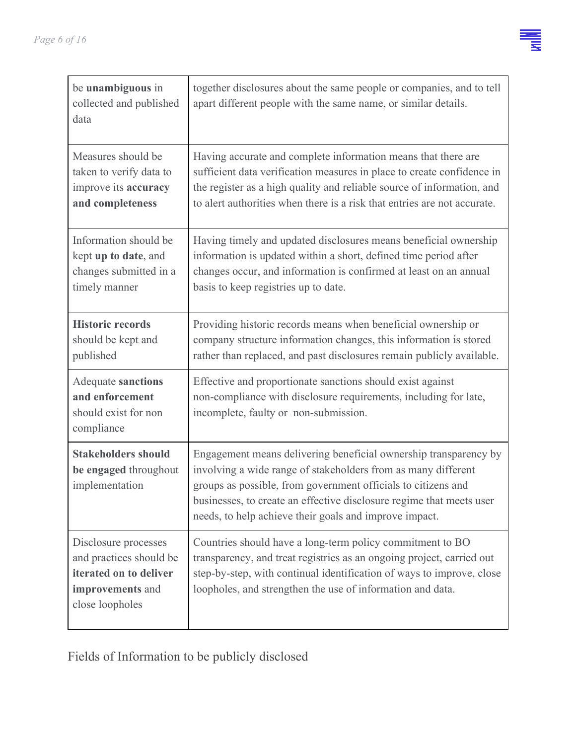| | |
|---|---|
| be **unambiguous** in collected and published data | together disclosures about the same people or companies, and to tell apart different people with the same name, or similar details. |
| Measures should be taken to verify data to improve its **accuracy and completeness** | Having accurate and complete information means that there are sufficient data verification measures in place to create confidence in the register as a high quality and reliable source of information, and to alert authorities when there is a risk that entries are not accurate. |
| Information should be kept **up to date**, and changes submitted in a timely manner | Having timely and updated disclosures means beneficial ownership information is updated within a short, defined time period after changes occur, and information is confirmed at least on an annual basis to keep registries up to date. |
| **Historic records** should be kept and published | Providing historic records means when beneficial ownership or company structure information changes, this information is stored rather than replaced, and past disclosures remain publicly available. |
| Adequate **sanctions and enforcement** should exist for non compliance | Effective and proportionate sanctions should exist against non-compliance with disclosure requirements, including for late, incomplete, faulty or non-submission. |
| **Stakeholders should be engaged** throughout implementation | Engagement means delivering beneficial ownership transparency by involving a wide range of stakeholders from as many different groups as possible, from government officials to citizens and businesses, to create an effective disclosure regime that meets user needs, to help achieve their goals and improve impact. |
| Disclosure processes and practices should be **iterated on to deliver improvements** and close loopholes | Countries should have a long-term policy commitment to BO transparency, and treat registries as an ongoing project, carried out step-by-step, with continual identification of ways to improve, close loopholes, and strengthen the use of information and data. |

## Fields of Information to be publicly disclosed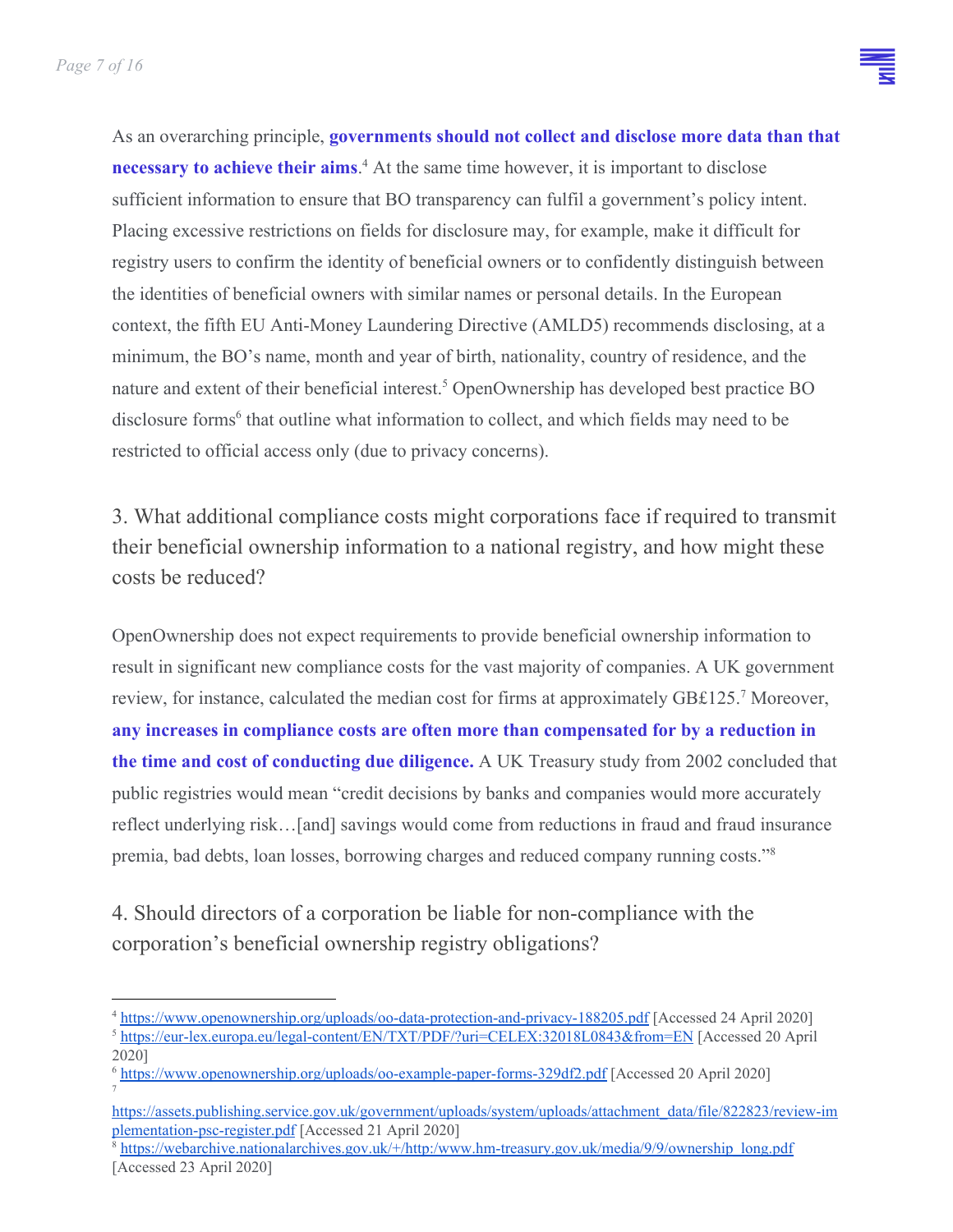As an overarching principle, **governments should not collect and disclose more data than that necessary to achieve their aims**.[4] At the same time however, it is important to disclose sufficient information to ensure that BO transparency can fulfil a government's policy intent. Placing excessive restrictions on fields for disclosure may, for example, make it difficult for registry users to confirm the identity of beneficial owners or to confidently distinguish between the identities of beneficial owners with similar names or personal details. In the European context, the fifth EU Anti-Money Laundering Directive (AMLD5) recommends disclosing, at a minimum, the BO's name, month and year of birth, nationality, country of residence, and the nature and extent of their beneficial interest.[5] OpenOwnership has developed best practice BO disclosure forms[6] that outline what information to collect, and which fields may need to be restricted to official access only (due to privacy concerns).

## 3. What additional compliance costs might corporations face if required to transmit their beneficial ownership information to a national registry, and how might these costs be reduced?

OpenOwnership does not expect requirements to provide beneficial ownership information to result in significant new compliance costs for the vast majority of companies. A UK government review, for instance, calculated the median cost for firms at approximately GB£125.[7] Moreover, **any increases in compliance costs are often more than compensated for by a reduction in the time and cost of conducting due diligence.** A UK Treasury study from 2002 concluded that public registries would mean "credit decisions by banks and companies would more accurately reflect underlying risk…[and] savings would come from reductions in fraud and fraud insurance premia, bad debts, loan losses, borrowing charges and reduced company running costs."[8]

## 4. Should directors of a corporation be liable for non-compliance with the corporation's beneficial ownership registry obligations?

---

[4] https://www.openownership.org/uploads/oo-data-protection-and-privacy-188205.pdf [Accessed 24 April 2020]

[5] https://eur-lex.europa.eu/legal-content/EN/TXT/PDF/?uri=CELEX:32018L0843&from=EN [Accessed 20 April 2020]

[6] https://www.openownership.org/uploads/oo-example-paper-forms-329df2.pdf [Accessed 20 April 2020]

[7] https://assets.publishing.service.gov.uk/government/uploads/system/uploads/attachment_data/file/822823/review-implementation-psc-register.pdf [Accessed 21 April 2020]

[8] https://webarchive.nationalarchives.gov.uk/+/http:/www.hm-treasury.gov.uk/media/9/9/ownership_long.pdf [Accessed 23 April 2020]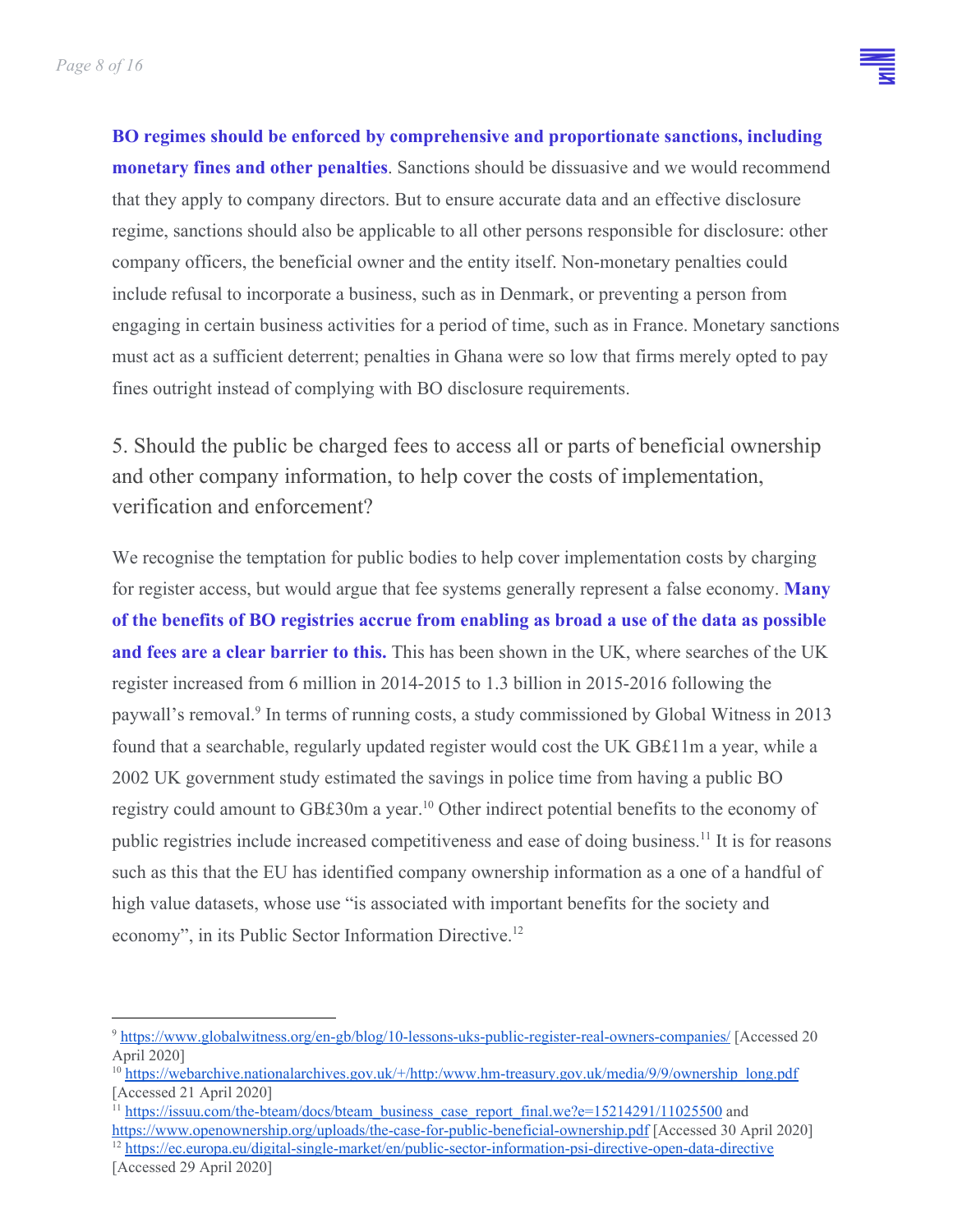**BO regimes should be enforced by comprehensive and proportionate sanctions, including monetary fines and other penalties**. Sanctions should be dissuasive and we would recommend that they apply to company directors. But to ensure accurate data and an effective disclosure regime, sanctions should also be applicable to all other persons responsible for disclosure: other company officers, the beneficial owner and the entity itself. Non-monetary penalties could include refusal to incorporate a business, such as in Denmark, or preventing a person from engaging in certain business activities for a period of time, such as in France. Monetary sanctions must act as a sufficient deterrent; penalties in Ghana were so low that firms merely opted to pay fines outright instead of complying with BO disclosure requirements.

## 5. Should the public be charged fees to access all or parts of beneficial ownership and other company information, to help cover the costs of implementation, verification and enforcement?

We recognise the temptation for public bodies to help cover implementation costs by charging for register access, but would argue that fee systems generally represent a false economy. **Many of the benefits of BO registries accrue from enabling as broad a use of the data as possible and fees are a clear barrier to this.** This has been shown in the UK, where searches of the UK register increased from 6 million in 2014-2015 to 1.3 billion in 2015-2016 following the paywall's removal.[9] In terms of running costs, a study commissioned by Global Witness in 2013 found that a searchable, regularly updated register would cost the UK GB£11m a year, while a 2002 UK government study estimated the savings in police time from having a public BO registry could amount to GB£30m a year.[10] Other indirect potential benefits to the economy of public registries include increased competitiveness and ease of doing business.[11] It is for reasons such as this that the EU has identified company ownership information as a one of a handful of high value datasets, whose use "is associated with important benefits for the society and economy", in its Public Sector Information Directive.[12]

---

[9] https://www.globalwitness.org/en-gb/blog/10-lessons-uks-public-register-real-owners-companies/ [Accessed 20 April 2020]

[10] https://webarchive.nationalarchives.gov.uk/+/http:/www.hm-treasury.gov.uk/media/9/9/ownership_long.pdf [Accessed 21 April 2020]

[11] https://issuu.com/the-bteam/docs/bteam_business_case_report_final.we?e=15214291/11025500 and https://www.openownership.org/uploads/the-case-for-public-beneficial-ownership.pdf [Accessed 30 April 2020]

[12] https://ec.europa.eu/digital-single-market/en/public-sector-information-psi-directive-open-data-directive [Accessed 29 April 2020]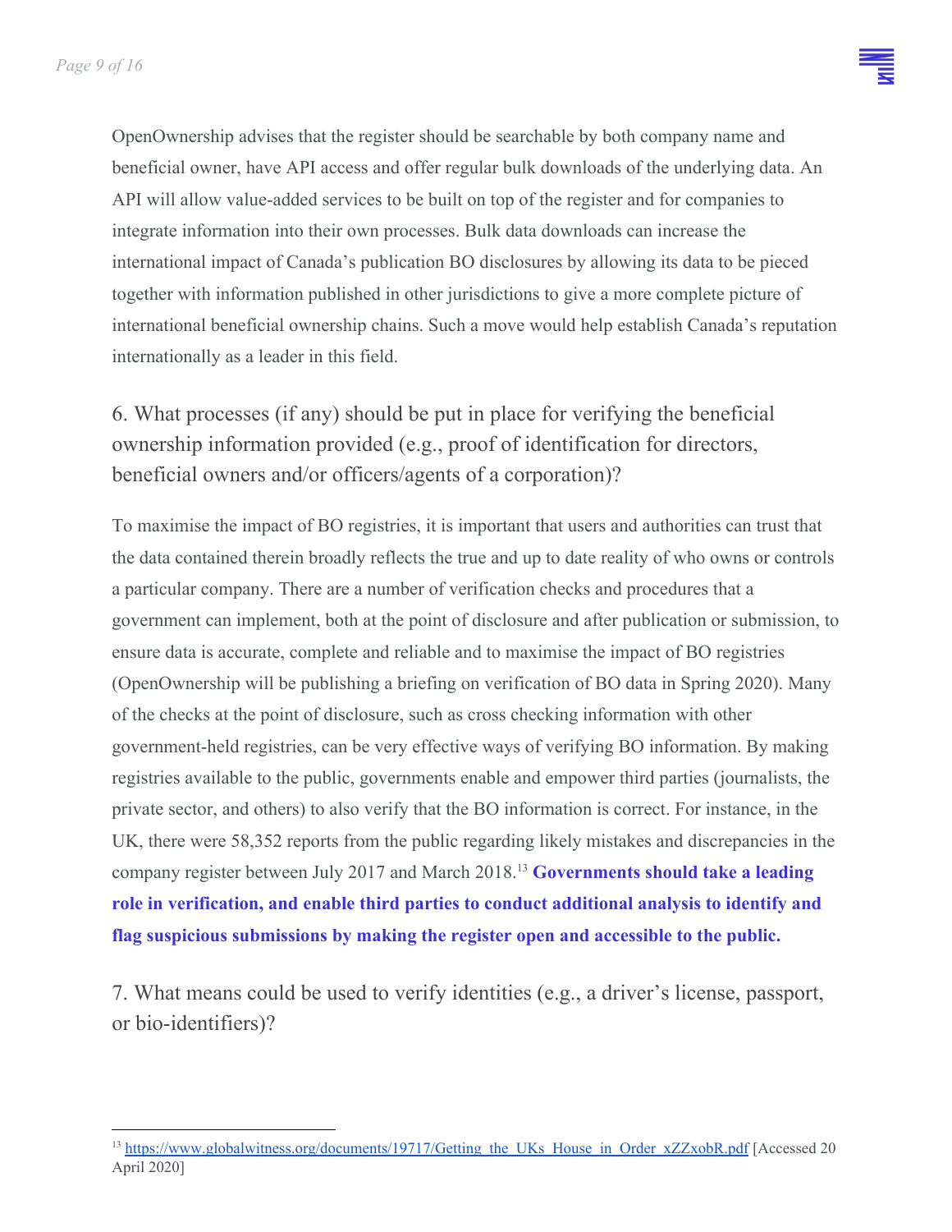OpenOwnership advises that the register should be searchable by both company name and beneficial owner, have API access and offer regular bulk downloads of the underlying data. An API will allow value-added services to be built on top of the register and for companies to integrate information into their own processes. Bulk data downloads can increase the international impact of Canada's publication BO disclosures by allowing its data to be pieced together with information published in other jurisdictions to give a more complete picture of international beneficial ownership chains. Such a move would help establish Canada's reputation internationally as a leader in this field.

## 6. What processes (if any) should be put in place for verifying the beneficial ownership information provided (e.g., proof of identification for directors, beneficial owners and/or officers/agents of a corporation)?

To maximise the impact of BO registries, it is important that users and authorities can trust that the data contained therein broadly reflects the true and up to date reality of who owns or controls a particular company. There are a number of verification checks and procedures that a government can implement, both at the point of disclosure and after publication or submission, to ensure data is accurate, complete and reliable and to maximise the impact of BO registries (OpenOwnership will be publishing a briefing on verification of BO data in Spring 2020). Many of the checks at the point of disclosure, such as cross checking information with other government-held registries, can be very effective ways of verifying BO information. By making registries available to the public, governments enable and empower third parties (journalists, the private sector, and others) to also verify that the BO information is correct. For instance, in the UK, there were 58,352 reports from the public regarding likely mistakes and discrepancies in the company register between July 2017 and March 2018.[13] **Governments should take a leading role in verification, and enable third parties to conduct additional analysis to identify and flag suspicious submissions by making the register open and accessible to the public.**

## 7. What means could be used to verify identities (e.g., a driver's license, passport, or bio-identifiers)?

---

[13] https://www.globalwitness.org/documents/19717/Getting_the_UKs_House_in_Order_xZZxobR.pdf [Accessed 20 April 2020]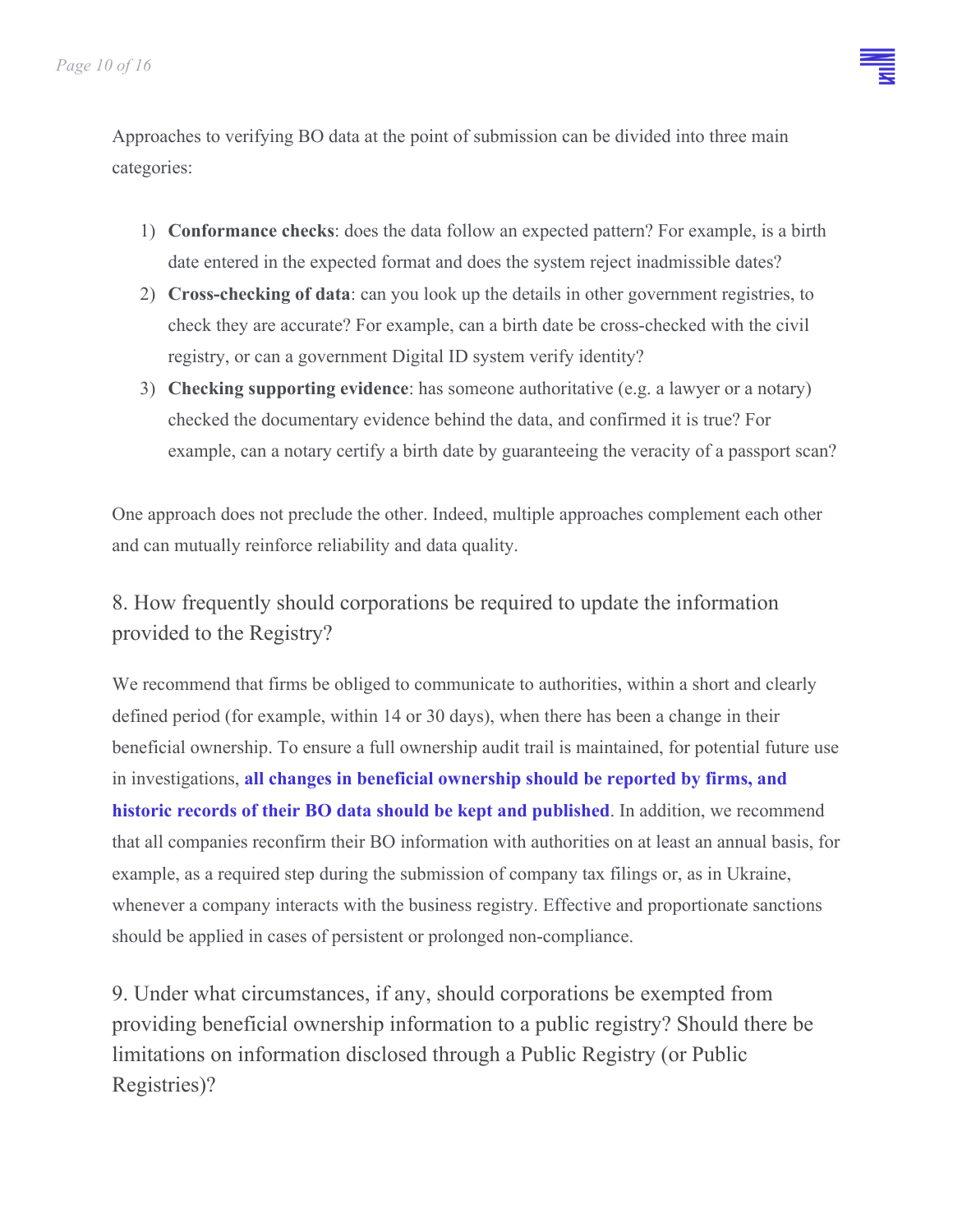Approaches to verifying BO data at the point of submission can be divided into three main categories:

1) **Conformance checks**: does the data follow an expected pattern? For example, is a birth date entered in the expected format and does the system reject inadmissible dates?
2) **Cross-checking of data**: can you look up the details in other government registries, to check they are accurate? For example, can a birth date be cross-checked with the civil registry, or can a government Digital ID system verify identity?
3) **Checking supporting evidence**: has someone authoritative (e.g. a lawyer or a notary) checked the documentary evidence behind the data, and confirmed it is true? For example, can a notary certify a birth date by guaranteeing the veracity of a passport scan?

One approach does not preclude the other. Indeed, multiple approaches complement each other and can mutually reinforce reliability and data quality.

## 8. How frequently should corporations be required to update the information provided to the Registry?

We recommend that firms be obliged to communicate to authorities, within a short and clearly defined period (for example, within 14 or 30 days), when there has been a change in their beneficial ownership. To ensure a full ownership audit trail is maintained, for potential future use in investigations, **all changes in beneficial ownership should be reported by firms, and historic records of their BO data should be kept and published**. In addition, we recommend that all companies reconfirm their BO information with authorities on at least an annual basis, for example, as a required step during the submission of company tax filings or, as in Ukraine, whenever a company interacts with the business registry. Effective and proportionate sanctions should be applied in cases of persistent or prolonged non-compliance.

## 9. Under what circumstances, if any, should corporations be exempted from providing beneficial ownership information to a public registry? Should there be limitations on information disclosed through a Public Registry (or Public Registries)?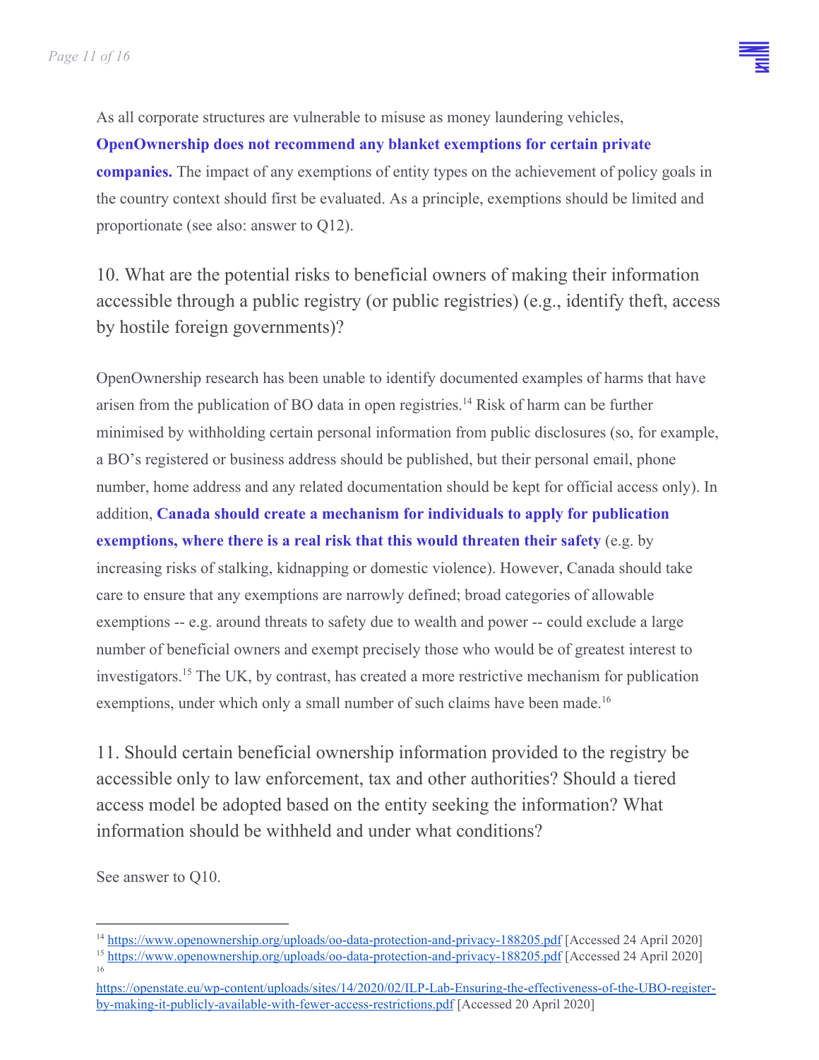As all corporate structures are vulnerable to misuse as money laundering vehicles, **OpenOwnership does not recommend any blanket exemptions for certain private companies.** The impact of any exemptions of entity types on the achievement of policy goals in the country context should first be evaluated. As a principle, exemptions should be limited and proportionate (see also: answer to Q12).

## 10. What are the potential risks to beneficial owners of making their information accessible through a public registry (or public registries) (e.g., identify theft, access by hostile foreign governments)?

OpenOwnership research has been unable to identify documented examples of harms that have arisen from the publication of BO data in open registries.[14] Risk of harm can be further minimised by withholding certain personal information from public disclosures (so, for example, a BO's registered or business address should be published, but their personal email, phone number, home address and any related documentation should be kept for official access only). In addition, **Canada should create a mechanism for individuals to apply for publication exemptions, where there is a real risk that this would threaten their safety** (e.g. by increasing risks of stalking, kidnapping or domestic violence). However, Canada should take care to ensure that any exemptions are narrowly defined; broad categories of allowable exemptions -- e.g. around threats to safety due to wealth and power -- could exclude a large number of beneficial owners and exempt precisely those who would be of greatest interest to investigators.[15] The UK, by contrast, has created a more restrictive mechanism for publication exemptions, under which only a small number of such claims have been made.[16]

## 11. Should certain beneficial ownership information provided to the registry be accessible only to law enforcement, tax and other authorities? Should a tiered access model be adopted based on the entity seeking the information? What information should be withheld and under what conditions?

See answer to Q10.

---

[14] https://www.openownership.org/uploads/oo-data-protection-and-privacy-188205.pdf [Accessed 24 April 2020]

[15] https://www.openownership.org/uploads/oo-data-protection-and-privacy-188205.pdf [Accessed 24 April 2020]

[16] https://openstate.eu/wp-content/uploads/sites/14/2020/02/ILP-Lab-Ensuring-the-effectiveness-of-the-UBO-register-by-making-it-publicly-available-with-fewer-access-restrictions.pdf [Accessed 20 April 2020]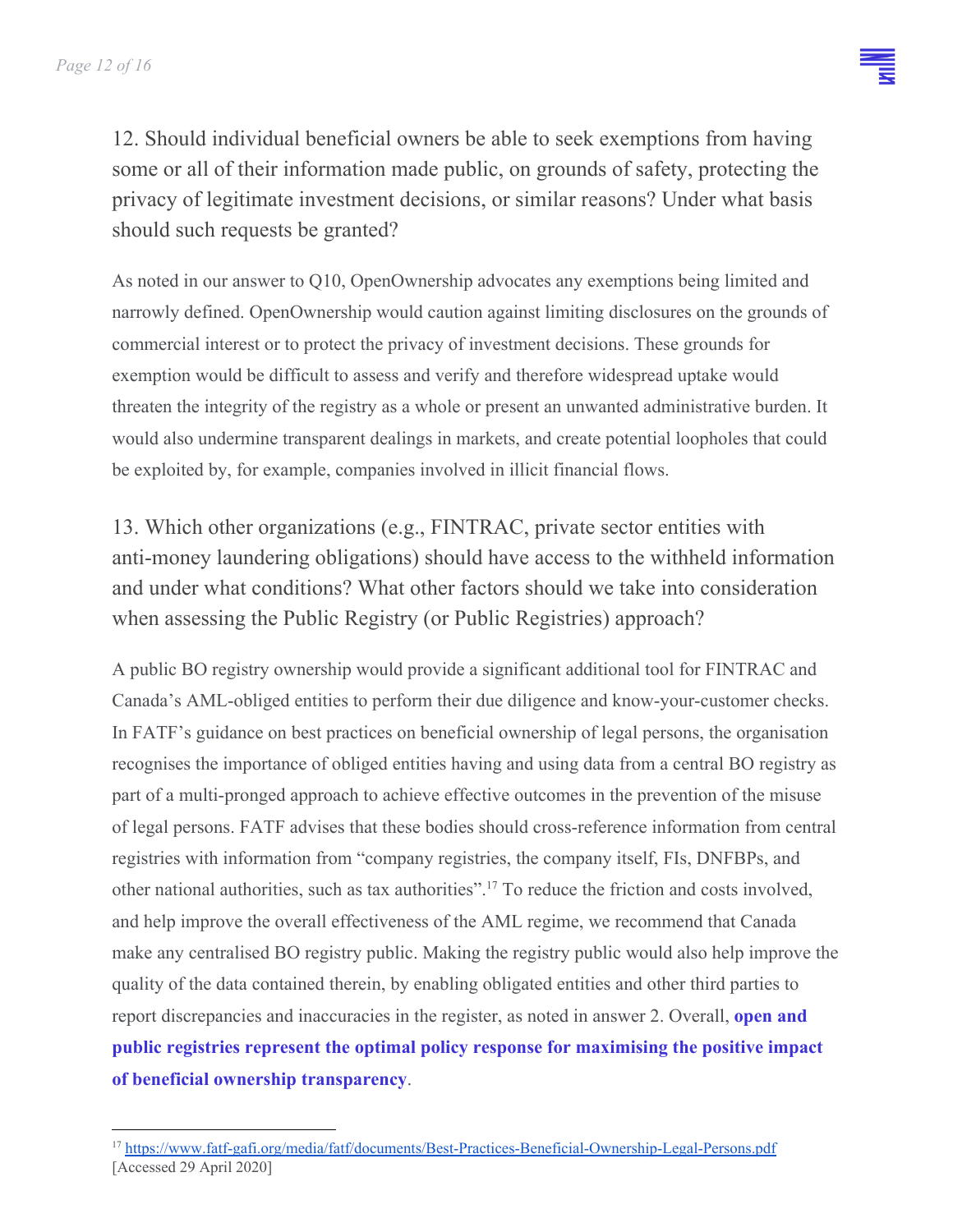## 12. Should individual beneficial owners be able to seek exemptions from having some or all of their information made public, on grounds of safety, protecting the privacy of legitimate investment decisions, or similar reasons? Under what basis should such requests be granted?

As noted in our answer to Q10, OpenOwnership advocates any exemptions being limited and narrowly defined. OpenOwnership would caution against limiting disclosures on the grounds of commercial interest or to protect the privacy of investment decisions. These grounds for exemption would be difficult to assess and verify and therefore widespread uptake would threaten the integrity of the registry as a whole or present an unwanted administrative burden. It would also undermine transparent dealings in markets, and create potential loopholes that could be exploited by, for example, companies involved in illicit financial flows.

## 13. Which other organizations (e.g., FINTRAC, private sector entities with anti-money laundering obligations) should have access to the withheld information and under what conditions? What other factors should we take into consideration when assessing the Public Registry (or Public Registries) approach?

A public BO registry ownership would provide a significant additional tool for FINTRAC and Canada's AML-obliged entities to perform their due diligence and know-your-customer checks. In FATF's guidance on best practices on beneficial ownership of legal persons, the organisation recognises the importance of obliged entities having and using data from a central BO registry as part of a multi-pronged approach to achieve effective outcomes in the prevention of the misuse of legal persons. FATF advises that these bodies should cross-reference information from central registries with information from "company registries, the company itself, FIs, DNFBPs, and other national authorities, such as tax authorities".[17] To reduce the friction and costs involved, and help improve the overall effectiveness of the AML regime, we recommend that Canada make any centralised BO registry public. Making the registry public would also help improve the quality of the data contained therein, by enabling obligated entities and other third parties to report discrepancies and inaccuracies in the register, as noted in answer 2. Overall, **open and public registries represent the optimal policy response for maximising the positive impact of beneficial ownership transparency**.

---

[17] https://www.fatf-gafi.org/media/fatf/documents/Best-Practices-Beneficial-Ownership-Legal-Persons.pdf [Accessed 29 April 2020]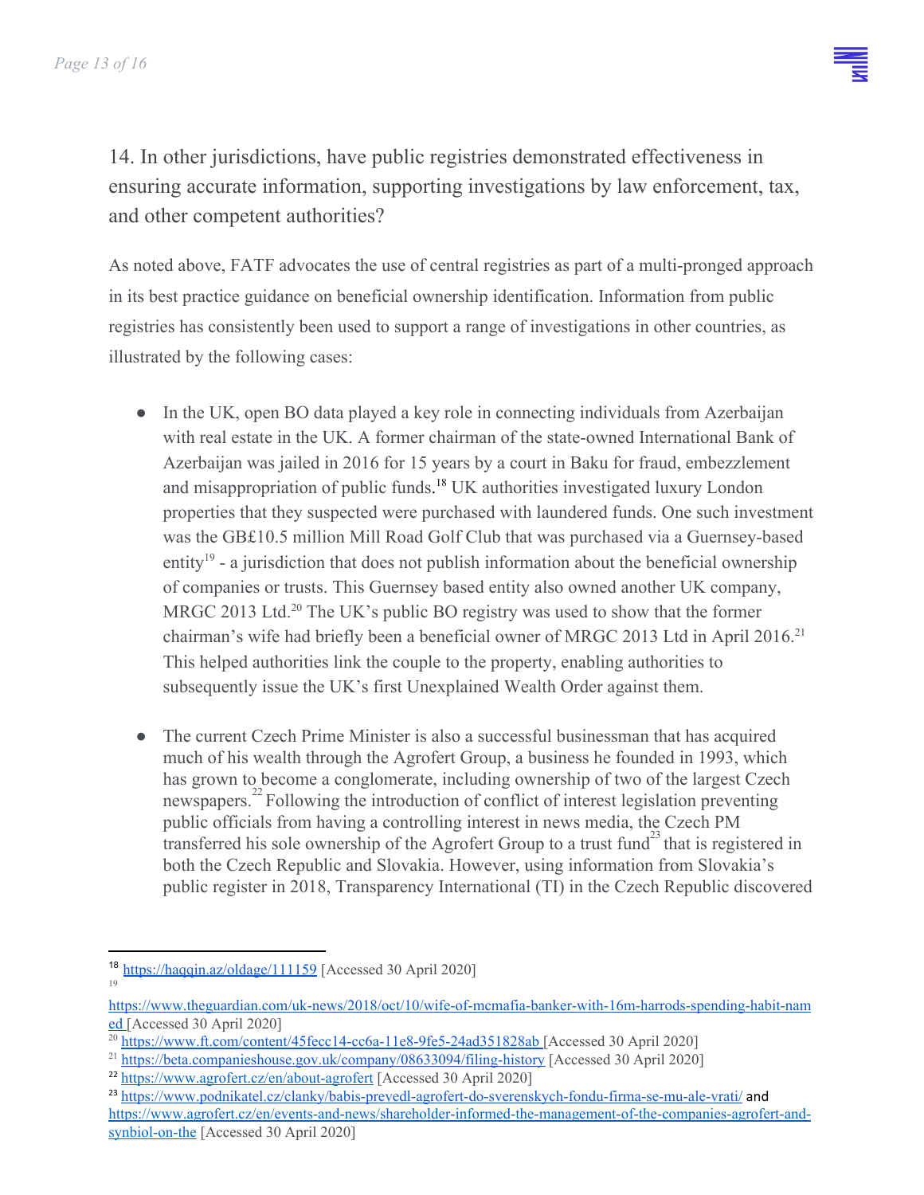## 14. In other jurisdictions, have public registries demonstrated effectiveness in ensuring accurate information, supporting investigations by law enforcement, tax, and other competent authorities?

As noted above, FATF advocates the use of central registries as part of a multi-pronged approach in its best practice guidance on beneficial ownership identification. Information from public registries has consistently been used to support a range of investigations in other countries, as illustrated by the following cases:

- In the UK, open BO data played a key role in connecting individuals from Azerbaijan with real estate in the UK. A former chairman of the state-owned International Bank of Azerbaijan was jailed in 2016 for 15 years by a court in Baku for fraud, embezzlement and misappropriation of public funds.[18] UK authorities investigated luxury London properties that they suspected were purchased with laundered funds. One such investment was the GB£10.5 million Mill Road Golf Club that was purchased via a Guernsey-based entity[19] - a jurisdiction that does not publish information about the beneficial ownership of companies or trusts. This Guernsey based entity also owned another UK company, MRGC 2013 Ltd.[20] The UK's public BO registry was used to show that the former chairman's wife had briefly been a beneficial owner of MRGC 2013 Ltd in April 2016.[21] This helped authorities link the couple to the property, enabling authorities to subsequently issue the UK's first Unexplained Wealth Order against them.

- The current Czech Prime Minister is also a successful businessman that has acquired much of his wealth through the Agrofert Group, a business he founded in 1993, which has grown to become a conglomerate, including ownership of two of the largest Czech newspapers.[22] Following the introduction of conflict of interest legislation preventing public officials from having a controlling interest in news media, the Czech PM transferred his sole ownership of the Agrofert Group to a trust fund[23] that is registered in both the Czech Republic and Slovakia. However, using information from Slovakia's public register in 2018, Transparency International (TI) in the Czech Republic discovered

---

[18] https://haqqin.az/oldage/111159 [Accessed 30 April 2020]

[19] https://www.theguardian.com/uk-news/2018/oct/10/wife-of-mcmafia-banker-with-16m-harrods-spending-habit-named [Accessed 30 April 2020]

[20] https://www.ft.com/content/45fecc14-cc6a-11e8-9fe5-24ad351828ab [Accessed 30 April 2020]

[21] https://beta.companieshouse.gov.uk/company/08633094/filing-history [Accessed 30 April 2020]

[22] https://www.agrofert.cz/en/about-agrofert [Accessed 30 April 2020]

[23] https://www.podnikatel.cz/clanky/babis-prevedl-agrofert-do-sverenskych-fondu-firma-se-mu-ale-vrati/ and https://www.agrofert.cz/en/events-and-news/shareholder-informed-the-management-of-the-companies-agrofert-and-synbiol-on-the [Accessed 30 April 2020]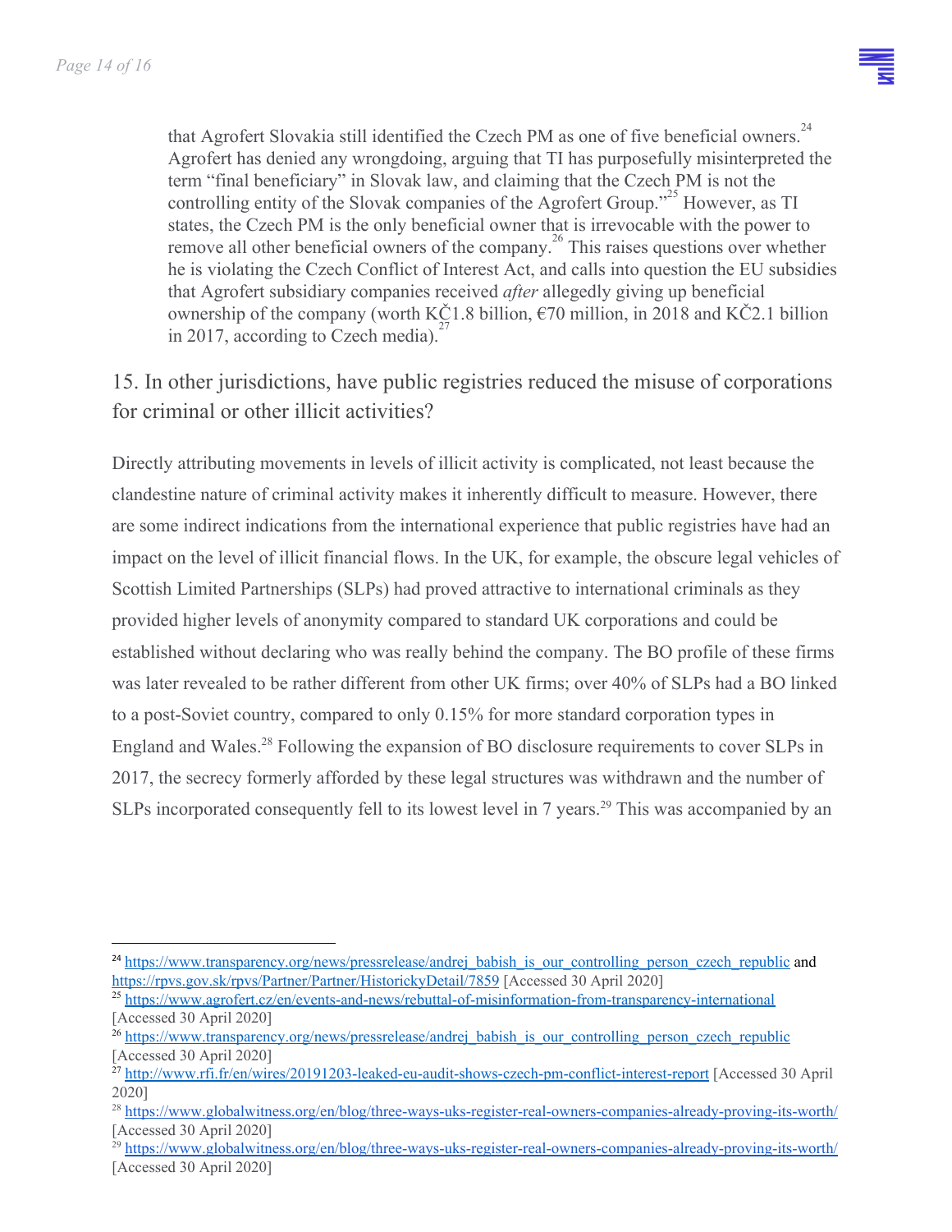> that Agrofert Slovakia still identified the Czech PM as one of five beneficial owners.[24] Agrofert has denied any wrongdoing, arguing that TI has purposefully misinterpreted the term "final beneficiary" in Slovak law, and claiming that the Czech PM is not the controlling entity of the Slovak companies of the Agrofert Group."[25] However, as TI states, the Czech PM is the only beneficial owner that is irrevocable with the power to remove all other beneficial owners of the company.[26] This raises questions over whether he is violating the Czech Conflict of Interest Act, and calls into question the EU subsidies that Agrofert subsidiary companies received *after* allegedly giving up beneficial ownership of the company (worth KČ1.8 billion, €70 million, in 2018 and KČ2.1 billion in 2017, according to Czech media).[27]

## 15. In other jurisdictions, have public registries reduced the misuse of corporations for criminal or other illicit activities?

Directly attributing movements in levels of illicit activity is complicated, not least because the clandestine nature of criminal activity makes it inherently difficult to measure. However, there are some indirect indications from the international experience that public registries have had an impact on the level of illicit financial flows. In the UK, for example, the obscure legal vehicles of Scottish Limited Partnerships (SLPs) had proved attractive to international criminals as they provided higher levels of anonymity compared to standard UK corporations and could be established without declaring who was really behind the company. The BO profile of these firms was later revealed to be rather different from other UK firms; over 40% of SLPs had a BO linked to a post-Soviet country, compared to only 0.15% for more standard corporation types in England and Wales.[28] Following the expansion of BO disclosure requirements to cover SLPs in 2017, the secrecy formerly afforded by these legal structures was withdrawn and the number of SLPs incorporated consequently fell to its lowest level in 7 years.[29] This was accompanied by an

---

[24] https://www.transparency.org/news/pressrelease/andrej_babish_is_our_controlling_person_czech_republic and https://rpvs.gov.sk/rpvs/Partner/Partner/HistorickyDetail/7859 [Accessed 30 April 2020]

[25] https://www.agrofert.cz/en/events-and-news/rebuttal-of-misinformation-from-transparency-international [Accessed 30 April 2020]

[26] https://www.transparency.org/news/pressrelease/andrej_babish_is_our_controlling_person_czech_republic [Accessed 30 April 2020]

[27] http://www.rfi.fr/en/wires/20191203-leaked-eu-audit-shows-czech-pm-conflict-interest-report [Accessed 30 April 2020]

[28] https://www.globalwitness.org/en/blog/three-ways-uks-register-real-owners-companies-already-proving-its-worth/ [Accessed 30 April 2020]

[29] https://www.globalwitness.org/en/blog/three-ways-uks-register-real-owners-companies-already-proving-its-worth/ [Accessed 30 April 2020]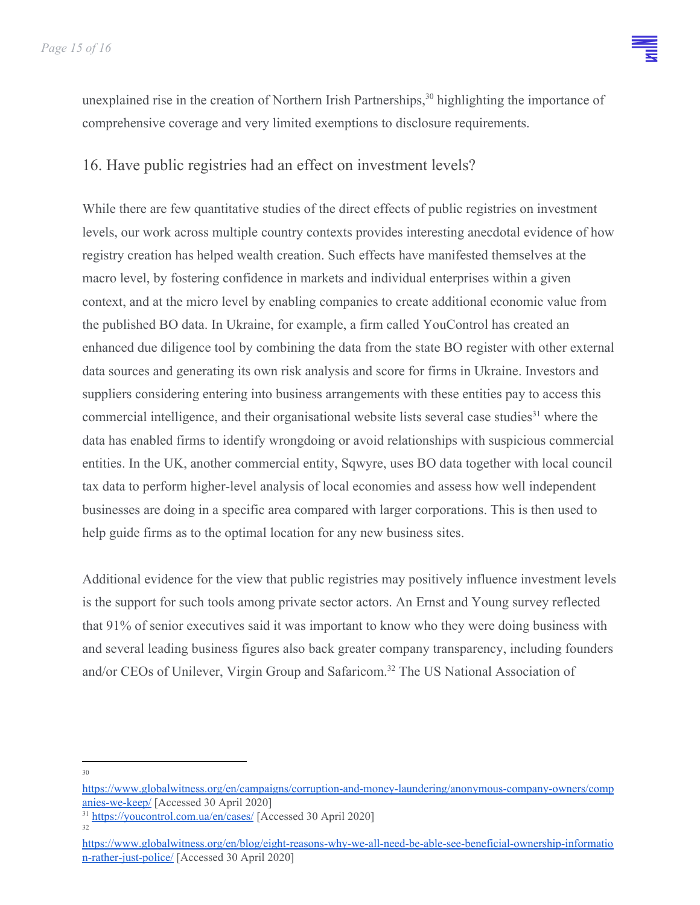unexplained rise in the creation of Northern Irish Partnerships,[30] highlighting the importance of comprehensive coverage and very limited exemptions to disclosure requirements.

## 16. Have public registries had an effect on investment levels?

While there are few quantitative studies of the direct effects of public registries on investment levels, our work across multiple country contexts provides interesting anecdotal evidence of how registry creation has helped wealth creation. Such effects have manifested themselves at the macro level, by fostering confidence in markets and individual enterprises within a given context, and at the micro level by enabling companies to create additional economic value from the published BO data. In Ukraine, for example, a firm called YouControl has created an enhanced due diligence tool by combining the data from the state BO register with other external data sources and generating its own risk analysis and score for firms in Ukraine. Investors and suppliers considering entering into business arrangements with these entities pay to access this commercial intelligence, and their organisational website lists several case studies[31] where the data has enabled firms to identify wrongdoing or avoid relationships with suspicious commercial entities. In the UK, another commercial entity, Sqwyre, uses BO data together with local council tax data to perform higher-level analysis of local economies and assess how well independent businesses are doing in a specific area compared with larger corporations. This is then used to help guide firms as to the optimal location for any new business sites.

Additional evidence for the view that public registries may positively influence investment levels is the support for such tools among private sector actors. An Ernst and Young survey reflected that 91% of senior executives said it was important to know who they were doing business with and several leading business figures also back greater company transparency, including founders and/or CEOs of Unilever, Virgin Group and Safaricom.[32] The US National Association of

---

[30] https://www.globalwitness.org/en/campaigns/corruption-and-money-laundering/anonymous-company-owners/companies-we-keep/ [Accessed 30 April 2020]

[31] https://youcontrol.com.ua/en/cases/ [Accessed 30 April 2020]

[32] https://www.globalwitness.org/en/blog/eight-reasons-why-we-all-need-be-able-see-beneficial-ownership-information-rather-just-police/ [Accessed 30 April 2020]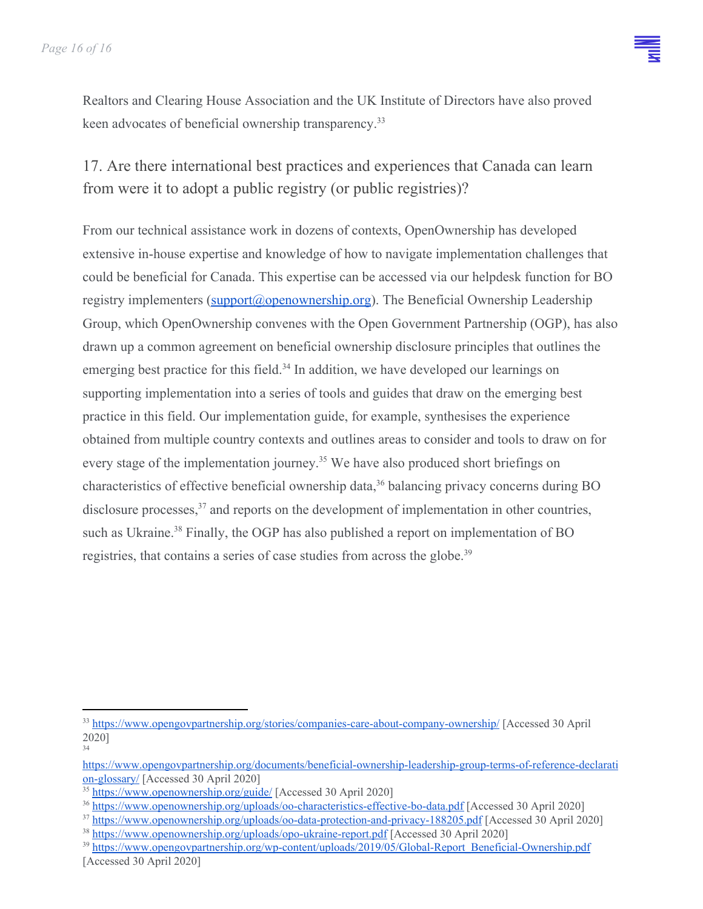Realtors and Clearing House Association and the UK Institute of Directors have also proved keen advocates of beneficial ownership transparency.[33]

## 17. Are there international best practices and experiences that Canada can learn from were it to adopt a public registry (or public registries)?

From our technical assistance work in dozens of contexts, OpenOwnership has developed extensive in-house expertise and knowledge of how to navigate implementation challenges that could be beneficial for Canada. This expertise can be accessed via our helpdesk function for BO registry implementers (support@openownership.org). The Beneficial Ownership Leadership Group, which OpenOwnership convenes with the Open Government Partnership (OGP), has also drawn up a common agreement on beneficial ownership disclosure principles that outlines the emerging best practice for this field.[34] In addition, we have developed our learnings on supporting implementation into a series of tools and guides that draw on the emerging best practice in this field. Our implementation guide, for example, synthesises the experience obtained from multiple country contexts and outlines areas to consider and tools to draw on for every stage of the implementation journey.[35] We have also produced short briefings on characteristics of effective beneficial ownership data,[36] balancing privacy concerns during BO disclosure processes,[37] and reports on the development of implementation in other countries, such as Ukraine.[38] Finally, the OGP has also published a report on implementation of BO registries, that contains a series of case studies from across the globe.[39]

---

[33] https://www.opengovpartnership.org/stories/companies-care-about-company-ownership/ [Accessed 30 April 2020]

[34] https://www.opengovpartnership.org/documents/beneficial-ownership-leadership-group-terms-of-reference-declaration-glossary/ [Accessed 30 April 2020]

[35] https://www.openownership.org/guide/ [Accessed 30 April 2020]

[36] https://www.openownership.org/uploads/oo-characteristics-effective-bo-data.pdf [Accessed 30 April 2020]

[37] https://www.openownership.org/uploads/oo-data-protection-and-privacy-188205.pdf [Accessed 30 April 2020]

[38] https://www.openownership.org/uploads/opo-ukraine-report.pdf [Accessed 30 April 2020]

[39] https://www.opengovpartnership.org/wp-content/uploads/2019/05/Global-Report_Beneficial-Ownership.pdf [Accessed 30 April 2020]